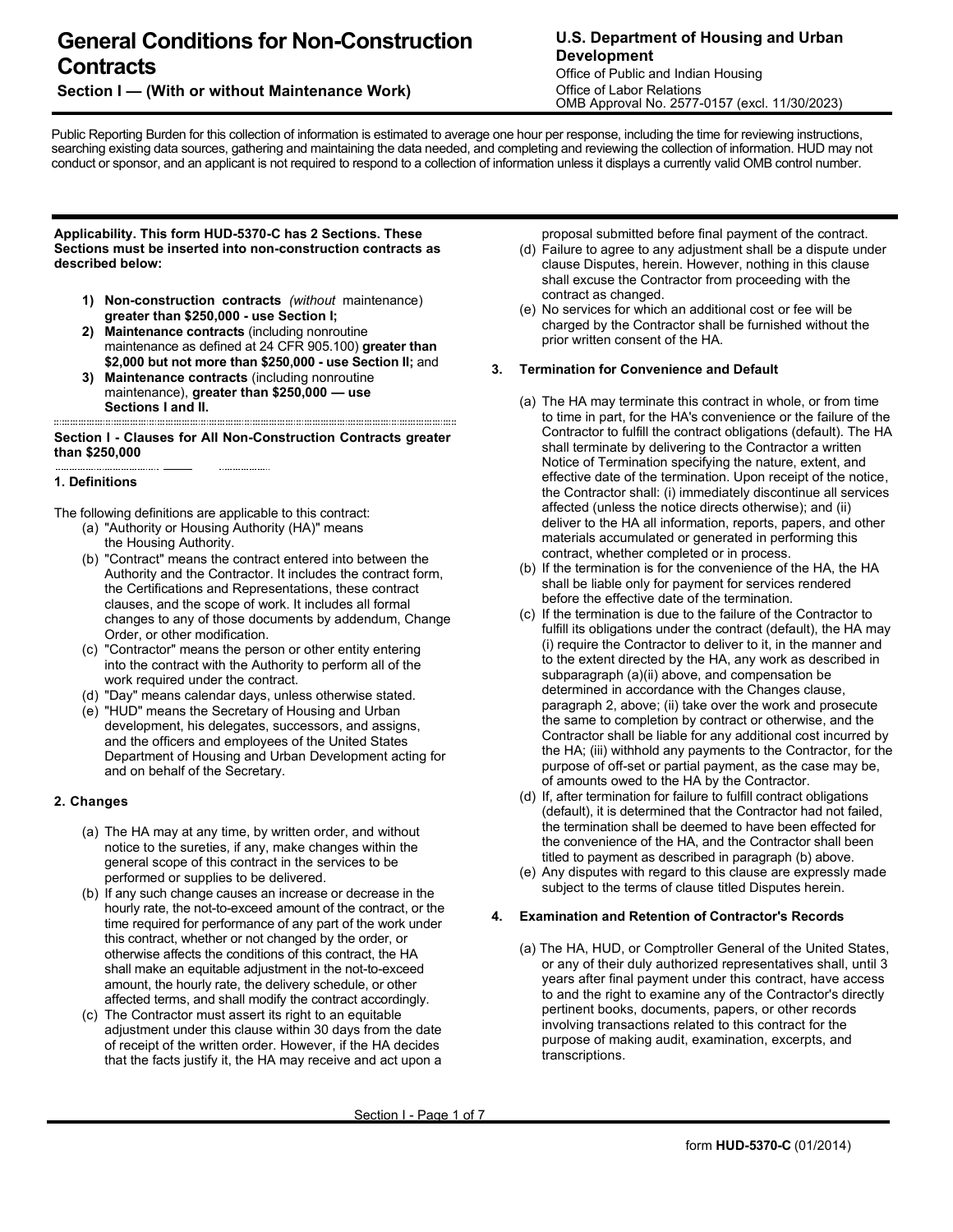# General Conditions for Non-Construction Contracts

**Section I — (With or without Maintenance Work)**

**U.S. Department of Housing and Urban Development**
Office of Public and Indian Housing
Office of Labor Relations
OMB Approval No. 2577-0157 (excl. 11/30/2023)

Public Reporting Burden for this collection of information is estimated to average one hour per response, including the time for reviewing instructions, searching existing data sources, gathering and maintaining the data needed, and completing and reviewing the collection of information. HUD may not conduct or sponsor, and an applicant is not required to respond to a collection of information unless it displays a currently valid OMB control number.

**Applicability. This form HUD-5370-C has 2 Sections. These Sections must be inserted into non-construction contracts as described below:**

1) **Non-construction contracts** *(without* maintenance) **greater than $250,000 - use Section I;**
2) **Maintenance contracts** (including nonroutine maintenance as defined at 24 CFR 905.100) **greater than $2,000 but not more than $250,000 - use Section II;** and
3) **Maintenance contracts** (including nonroutine maintenance), **greater than $250,000 — use Sections I and II.**

**Section I - Clauses for All Non-Construction Contracts greater than $250,000**

### 1. Definitions

The following definitions are applicable to this contract:

(a) "Authority or Housing Authority (HA)" means the Housing Authority.

(b) "Contract" means the contract entered into between the Authority and the Contractor. It includes the contract form, the Certifications and Representations, these contract clauses, and the scope of work. It includes all formal changes to any of those documents by addendum, Change Order, or other modification.

(c) "Contractor" means the person or other entity entering into the contract with the Authority to perform all of the work required under the contract.

(d) "Day" means calendar days, unless otherwise stated.

(e) "HUD" means the Secretary of Housing and Urban development, his delegates, successors, and assigns, and the officers and employees of the United States Department of Housing and Urban Development acting for and on behalf of the Secretary.

### 2. Changes

(a) The HA may at any time, by written order, and without notice to the sureties, if any, make changes within the general scope of this contract in the services to be performed or supplies to be delivered.

(b) If any such change causes an increase or decrease in the hourly rate, the not-to-exceed amount of the contract, or the time required for performance of any part of the work under this contract, whether or not changed by the order, or otherwise affects the conditions of this contract, the HA shall make an equitable adjustment in the not-to-exceed amount, the hourly rate, the delivery schedule, or other affected terms, and shall modify the contract accordingly.

(c) The Contractor must assert its right to an equitable adjustment under this clause within 30 days from the date of receipt of the written order. However, if the HA decides that the facts justify it, the HA may receive and act upon a proposal submitted before final payment of the contract.

(d) Failure to agree to any adjustment shall be a dispute under clause Disputes, herein. However, nothing in this clause shall excuse the Contractor from proceeding with the contract as changed.

(e) No services for which an additional cost or fee will be charged by the Contractor shall be furnished without the prior written consent of the HA.

### 3. Termination for Convenience and Default

(a) The HA may terminate this contract in whole, or from time to time in part, for the HA's convenience or the failure of the Contractor to fulfill the contract obligations (default). The HA shall terminate by delivering to the Contractor a written Notice of Termination specifying the nature, extent, and effective date of the termination. Upon receipt of the notice, the Contractor shall: (i) immediately discontinue all services affected (unless the notice directs otherwise); and (ii) deliver to the HA all information, reports, papers, and other materials accumulated or generated in performing this contract, whether completed or in process.

(b) If the termination is for the convenience of the HA, the HA shall be liable only for payment for services rendered before the effective date of the termination.

(c) If the termination is due to the failure of the Contractor to fulfill its obligations under the contract (default), the HA may (i) require the Contractor to deliver to it, in the manner and to the extent directed by the HA, any work as described in subparagraph (a)(ii) above, and compensation be determined in accordance with the Changes clause, paragraph 2, above; (ii) take over the work and prosecute the same to completion by contract or otherwise, and the Contractor shall be liable for any additional cost incurred by the HA; (iii) withhold any payments to the Contractor, for the purpose of off-set or partial payment, as the case may be, of amounts owed to the HA by the Contractor.

(d) If, after termination for failure to fulfill contract obligations (default), it is determined that the Contractor had not failed, the termination shall be deemed to have been effected for the convenience of the HA, and the Contractor shall been titled to payment as described in paragraph (b) above.

(e) Any disputes with regard to this clause are expressly made subject to the terms of clause titled Disputes herein.

### 4. Examination and Retention of Contractor's Records

(a) The HA, HUD, or Comptroller General of the United States, or any of their duly authorized representatives shall, until 3 years after final payment under this contract, have access to and the right to examine any of the Contractor's directly pertinent books, documents, papers, or other records involving transactions related to this contract for the purpose of making audit, examination, excerpts, and transcriptions.

form **HUD-5370-C** (01/2014)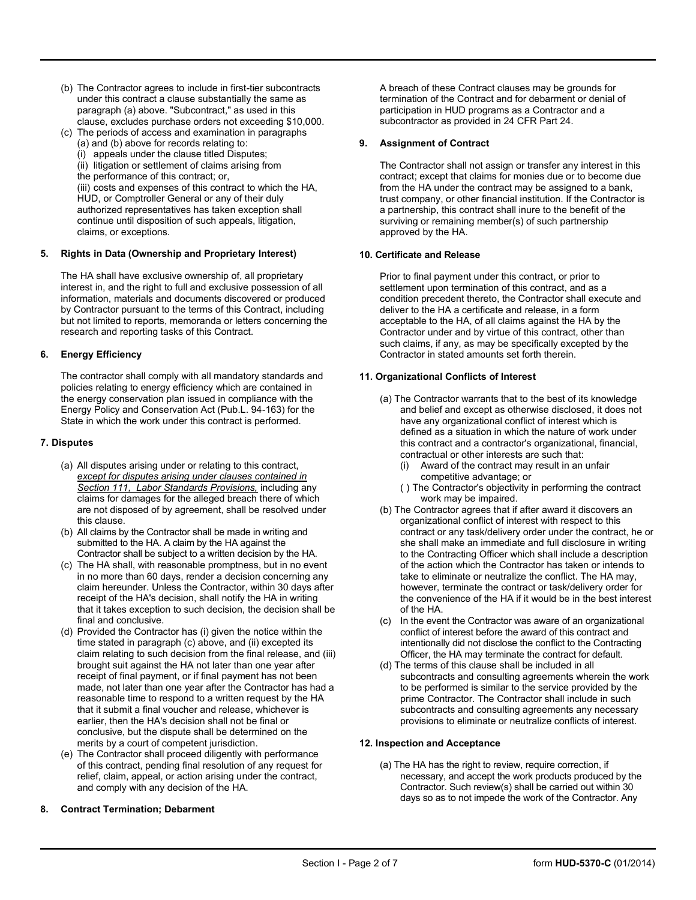(b) The Contractor agrees to include in first-tier subcontracts under this contract a clause substantially the same as paragraph (a) above. "Subcontract," as used in this clause, excludes purchase orders not exceeding $10,000.

(c) The periods of access and examination in paragraphs (a) and (b) above for records relating to:
(i) appeals under the clause titled Disputes;
(ii) litigation or settlement of claims arising from the performance of this contract; or,
(iii) costs and expenses of this contract to which the HA, HUD, or Comptroller General or any of their duly authorized representatives has taken exception shall continue until disposition of such appeals, litigation, claims, or exceptions.

**5. Rights in Data (Ownership and Proprietary Interest)**

The HA shall have exclusive ownership of, all proprietary interest in, and the right to full and exclusive possession of all information, materials and documents discovered or produced by Contractor pursuant to the terms of this Contract, including but not limited to reports, memoranda or letters concerning the research and reporting tasks of this Contract.

**6. Energy Efficiency**

The contractor shall comply with all mandatory standards and policies relating to energy efficiency which are contained in the energy conservation plan issued in compliance with the Energy Policy and Conservation Act (Pub.L. 94-163) for the State in which the work under this contract is performed.

**7. Disputes**

(a) All disputes arising under or relating to this contract, *except for disputes arising under clauses contained in Section 111, Labor Standards Provisions,* including any claims for damages for the alleged breach there of which are not disposed of by agreement, shall be resolved under this clause.

(b) All claims by the Contractor shall be made in writing and submitted to the HA. A claim by the HA against the Contractor shall be subject to a written decision by the HA.

(c) The HA shall, with reasonable promptness, but in no event in no more than 60 days, render a decision concerning any claim hereunder. Unless the Contractor, within 30 days after receipt of the HA's decision, shall notify the HA in writing that it takes exception to such decision, the decision shall be final and conclusive.

(d) Provided the Contractor has (i) given the notice within the time stated in paragraph (c) above, and (ii) excepted its claim relating to such decision from the final release, and (iii) brought suit against the HA not later than one year after receipt of final payment, or if final payment has not been made, not later than one year after the Contractor has had a reasonable time to respond to a written request by the HA that it submit a final voucher and release, whichever is earlier, then the HA's decision shall not be final or conclusive, but the dispute shall be determined on the merits by a court of competent jurisdiction.

(e) The Contractor shall proceed diligently with performance of this contract, pending final resolution of any request for relief, claim, appeal, or action arising under the contract, and comply with any decision of the HA.

**8. Contract Termination; Debarment**

A breach of these Contract clauses may be grounds for termination of the Contract and for debarment or denial of participation in HUD programs as a Contractor and a subcontractor as provided in 24 CFR Part 24.

**9. Assignment of Contract**

The Contractor shall not assign or transfer any interest in this contract; except that claims for monies due or to become due from the HA under the contract may be assigned to a bank, trust company, or other financial institution. If the Contractor is a partnership, this contract shall inure to the benefit of the surviving or remaining member(s) of such partnership approved by the HA.

**10. Certificate and Release**

Prior to final payment under this contract, or prior to settlement upon termination of this contract, and as a condition precedent thereto, the Contractor shall execute and deliver to the HA a certificate and release, in a form acceptable to the HA, of all claims against the HA by the Contractor under and by virtue of this contract, other than such claims, if any, as may be specifically excepted by the Contractor in stated amounts set forth therein.

**11. Organizational Conflicts of Interest**

(a) The Contractor warrants that to the best of its knowledge and belief and except as otherwise disclosed, it does not have any organizational conflict of interest which is defined as a situation in which the nature of work under this contract and a contractor's organizational, financial, contractual or other interests are such that:
(i) Award of the contract may result in an unfair competitive advantage; or
( ) The Contractor's objectivity in performing the contract work may be impaired.

(b) The Contractor agrees that if after award it discovers an organizational conflict of interest with respect to this contract or any task/delivery order under the contract, he or she shall make an immediate and full disclosure in writing to the Contracting Officer which shall include a description of the action which the Contractor has taken or intends to take to eliminate or neutralize the conflict. The HA may, however, terminate the contract or task/delivery order for the convenience of the HA if it would be in the best interest of the HA.

(c) In the event the Contractor was aware of an organizational conflict of interest before the award of this contract and intentionally did not disclose the conflict to the Contracting Officer, the HA may terminate the contract for default.

(d) The terms of this clause shall be included in all subcontracts and consulting agreements wherein the work to be performed is similar to the service provided by the prime Contractor. The Contractor shall include in such subcontracts and consulting agreements any necessary provisions to eliminate or neutralize conflicts of interest.

**12. Inspection and Acceptance**

(a) The HA has the right to review, require correction, if necessary, and accept the work products produced by the Contractor. Such review(s) shall be carried out within 30 days so as to not impede the work of the Contractor. Any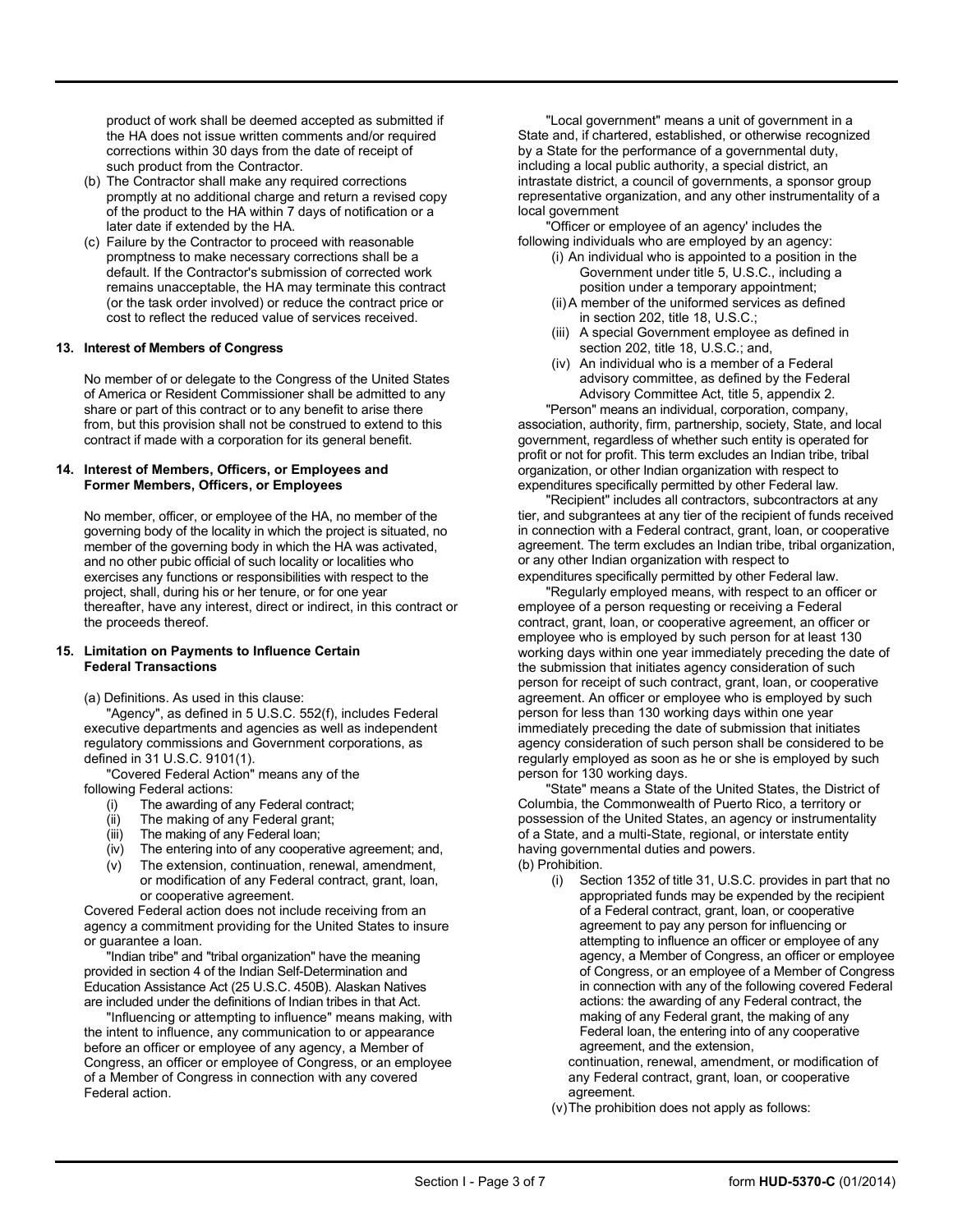product of work shall be deemed accepted as submitted if the HA does not issue written comments and/or required corrections within 30 days from the date of receipt of such product from the Contractor.

(b) The Contractor shall make any required corrections promptly at no additional charge and return a revised copy of the product to the HA within 7 days of notification or a later date if extended by the HA.

(c) Failure by the Contractor to proceed with reasonable promptness to make necessary corrections shall be a default. If the Contractor's submission of corrected work remains unacceptable, the HA may terminate this contract (or the task order involved) or reduce the contract price or cost to reflect the reduced value of services received.

**13. Interest of Members of Congress**

No member of or delegate to the Congress of the United States of America or Resident Commissioner shall be admitted to any share or part of this contract or to any benefit to arise there from, but this provision shall not be construed to extend to this contract if made with a corporation for its general benefit.

**14. Interest of Members, Officers, or Employees and Former Members, Officers, or Employees**

No member, officer, or employee of the HA, no member of the governing body of the locality in which the project is situated, no member of the governing body in which the HA was activated, and no other pubic official of such locality or localities who exercises any functions or responsibilities with respect to the project, shall, during his or her tenure, or for one year thereafter, have any interest, direct or indirect, in this contract or the proceeds thereof.

**15. Limitation on Payments to Influence Certain Federal Transactions**

(a) Definitions. As used in this clause:

"Agency", as defined in 5 U.S.C. 552(f), includes Federal executive departments and agencies as well as independent regulatory commissions and Government corporations, as defined in 31 U.S.C. 9101(1).

"Covered Federal Action" means any of the following Federal actions:

(i) The awarding of any Federal contract;
(ii) The making of any Federal grant;
(iii) The making of any Federal loan;
(iv) The entering into of any cooperative agreement; and,
(v) The extension, continuation, renewal, amendment, or modification of any Federal contract, grant, loan, or cooperative agreement.

Covered Federal action does not include receiving from an agency a commitment providing for the United States to insure or guarantee a loan.

"Indian tribe" and "tribal organization" have the meaning provided in section 4 of the Indian Self-Determination and Education Assistance Act (25 U.S.C. 450B). Alaskan Natives are included under the definitions of Indian tribes in that Act.

"Influencing or attempting to influence" means making, with the intent to influence, any communication to or appearance before an officer or employee of any agency, a Member of Congress, an officer or employee of Congress, or an employee of a Member of Congress in connection with any covered Federal action.

"Local government" means a unit of government in a State and, if chartered, established, or otherwise recognized by a State for the performance of a governmental duty, including a local public authority, a special district, an intrastate district, a council of governments, a sponsor group representative organization, and any other instrumentality of a local government

"Officer or employee of an agency' includes the following individuals who are employed by an agency:

(i) An individual who is appointed to a position in the Government under title 5, U.S.C., including a position under a temporary appointment;
(ii) A member of the uniformed services as defined in section 202, title 18, U.S.C.;
(iii) A special Government employee as defined in section 202, title 18, U.S.C.; and,
(iv) An individual who is a member of a Federal advisory committee, as defined by the Federal Advisory Committee Act, title 5, appendix 2.

"Person" means an individual, corporation, company, association, authority, firm, partnership, society, State, and local government, regardless of whether such entity is operated for profit or not for profit. This term excludes an Indian tribe, tribal organization, or other Indian organization with respect to expenditures specifically permitted by other Federal law.

"Recipient" includes all contractors, subcontractors at any tier, and subgrantees at any tier of the recipient of funds received in connection with a Federal contract, grant, loan, or cooperative agreement. The term excludes an Indian tribe, tribal organization, or any other Indian organization with respect to expenditures specifically permitted by other Federal law.

"Regularly employed means, with respect to an officer or employee of a person requesting or receiving a Federal contract, grant, loan, or cooperative agreement, an officer or employee who is employed by such person for at least 130 working days within one year immediately preceding the date of the submission that initiates agency consideration of such person for receipt of such contract, grant, loan, or cooperative agreement. An officer or employee who is employed by such person for less than 130 working days within one year immediately preceding the date of submission that initiates agency consideration of such person shall be considered to be regularly employed as soon as he or she is employed by such person for 130 working days.

"State" means a State of the United States, the District of Columbia, the Commonwealth of Puerto Rico, a territory or possession of the United States, an agency or instrumentality of a State, and a multi-State, regional, or interstate entity having governmental duties and powers.

(b) Prohibition.

(i) Section 1352 of title 31, U.S.C. provides in part that no appropriated funds may be expended by the recipient of a Federal contract, grant, loan, or cooperative agreement to pay any person for influencing or attempting to influence an officer or employee of any agency, a Member of Congress, an officer or employee of Congress, or an employee of a Member of Congress in connection with any of the following covered Federal actions: the awarding of any Federal contract, the making of any Federal grant, the making of any Federal loan, the entering into of any cooperative agreement, and the extension, continuation, renewal, amendment, or modification of any Federal contract, grant, loan, or cooperative agreement.

(v) The prohibition does not apply as follows: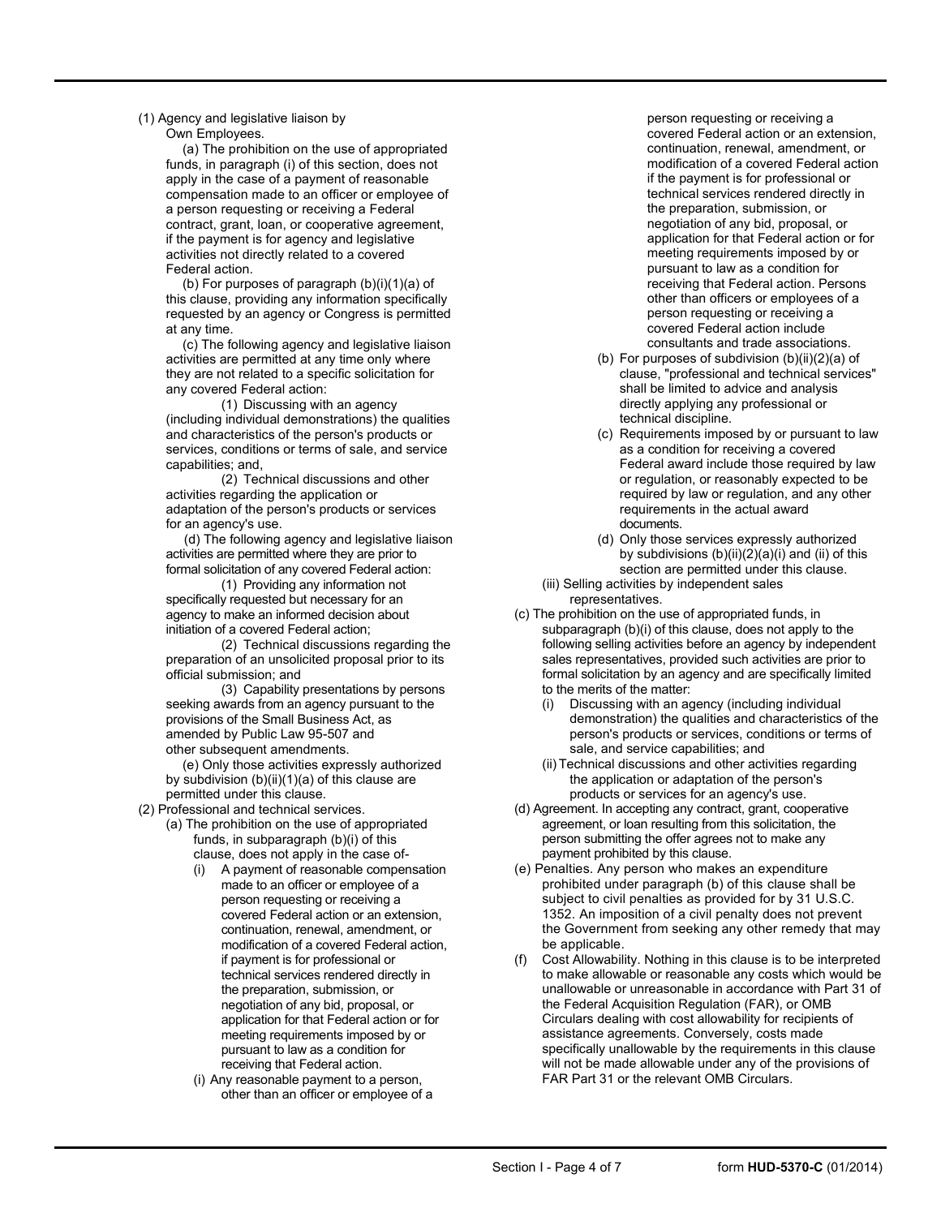(1) Agency and legislative liaison by Own Employees.

(a) The prohibition on the use of appropriated funds, in paragraph (i) of this section, does not apply in the case of a payment of reasonable compensation made to an officer or employee of a person requesting or receiving a Federal contract, grant, loan, or cooperative agreement, if the payment is for agency and legislative activities not directly related to a covered Federal action.

(b) For purposes of paragraph (b)(i)(1)(a) of this clause, providing any information specifically requested by an agency or Congress is permitted at any time.

(c) The following agency and legislative liaison activities are permitted at any time only where they are not related to a specific solicitation for any covered Federal action:

(1) Discussing with an agency (including individual demonstrations) the qualities and characteristics of the person's products or services, conditions or terms of sale, and service capabilities; and,

(2) Technical discussions and other activities regarding the application or adaptation of the person's products or services for an agency's use.

(d) The following agency and legislative liaison activities are permitted where they are prior to formal solicitation of any covered Federal action:

(1) Providing any information not specifically requested but necessary for an agency to make an informed decision about initiation of a covered Federal action;

(2) Technical discussions regarding the preparation of an unsolicited proposal prior to its official submission; and

(3) Capability presentations by persons seeking awards from an agency pursuant to the provisions of the Small Business Act, as amended by Public Law 95-507 and other subsequent amendments.

(e) Only those activities expressly authorized by subdivision (b)(ii)(1)(a) of this clause are permitted under this clause.

(2) Professional and technical services.

(a) The prohibition on the use of appropriated funds, in subparagraph (b)(i) of this clause, does not apply in the case of-

(i) A payment of reasonable compensation made to an officer or employee of a person requesting or receiving a covered Federal action or an extension, continuation, renewal, amendment, or modification of a covered Federal action, if payment is for professional or technical services rendered directly in the preparation, submission, or negotiation of any bid, proposal, or application for that Federal action or for meeting requirements imposed by or pursuant to law as a condition for receiving that Federal action.

(i) Any reasonable payment to a person, other than an officer or employee of a person requesting or receiving a covered Federal action or an extension, continuation, renewal, amendment, or modification of a covered Federal action if the payment is for professional or technical services rendered directly in the preparation, submission, or negotiation of any bid, proposal, or application for that Federal action or for meeting requirements imposed by or pursuant to law as a condition for receiving that Federal action. Persons other than officers or employees of a person requesting or receiving a covered Federal action include consultants and trade associations.

(b) For purposes of subdivision (b)(ii)(2)(a) of clause, "professional and technical services" shall be limited to advice and analysis directly applying any professional or technical discipline.

(c) Requirements imposed by or pursuant to law as a condition for receiving a covered Federal award include those required by law or regulation, or reasonably expected to be required by law or regulation, and any other requirements in the actual award documents.

(d) Only those services expressly authorized by subdivisions (b)(ii)(2)(a)(i) and (ii) of this section are permitted under this clause.

(iii) Selling activities by independent sales representatives.

(c) The prohibition on the use of appropriated funds, in subparagraph (b)(i) of this clause, does not apply to the following selling activities before an agency by independent sales representatives, provided such activities are prior to formal solicitation by an agency and are specifically limited to the merits of the matter:

(i) Discussing with an agency (including individual demonstration) the qualities and characteristics of the person's products or services, conditions or terms of sale, and service capabilities; and

(ii) Technical discussions and other activities regarding the application or adaptation of the person's products or services for an agency's use.

(d) Agreement. In accepting any contract, grant, cooperative agreement, or loan resulting from this solicitation, the person submitting the offer agrees not to make any payment prohibited by this clause.

(e) Penalties. Any person who makes an expenditure prohibited under paragraph (b) of this clause shall be subject to civil penalties as provided for by 31 U.S.C. 1352. An imposition of a civil penalty does not prevent the Government from seeking any other remedy that may be applicable.

(f) Cost Allowability. Nothing in this clause is to be interpreted to make allowable or reasonable any costs which would be unallowable or unreasonable in accordance with Part 31 of the Federal Acquisition Regulation (FAR), or OMB Circulars dealing with cost allowability for recipients of assistance agreements. Conversely, costs made specifically unallowable by the requirements in this clause will not be made allowable under any of the provisions of FAR Part 31 or the relevant OMB Circulars.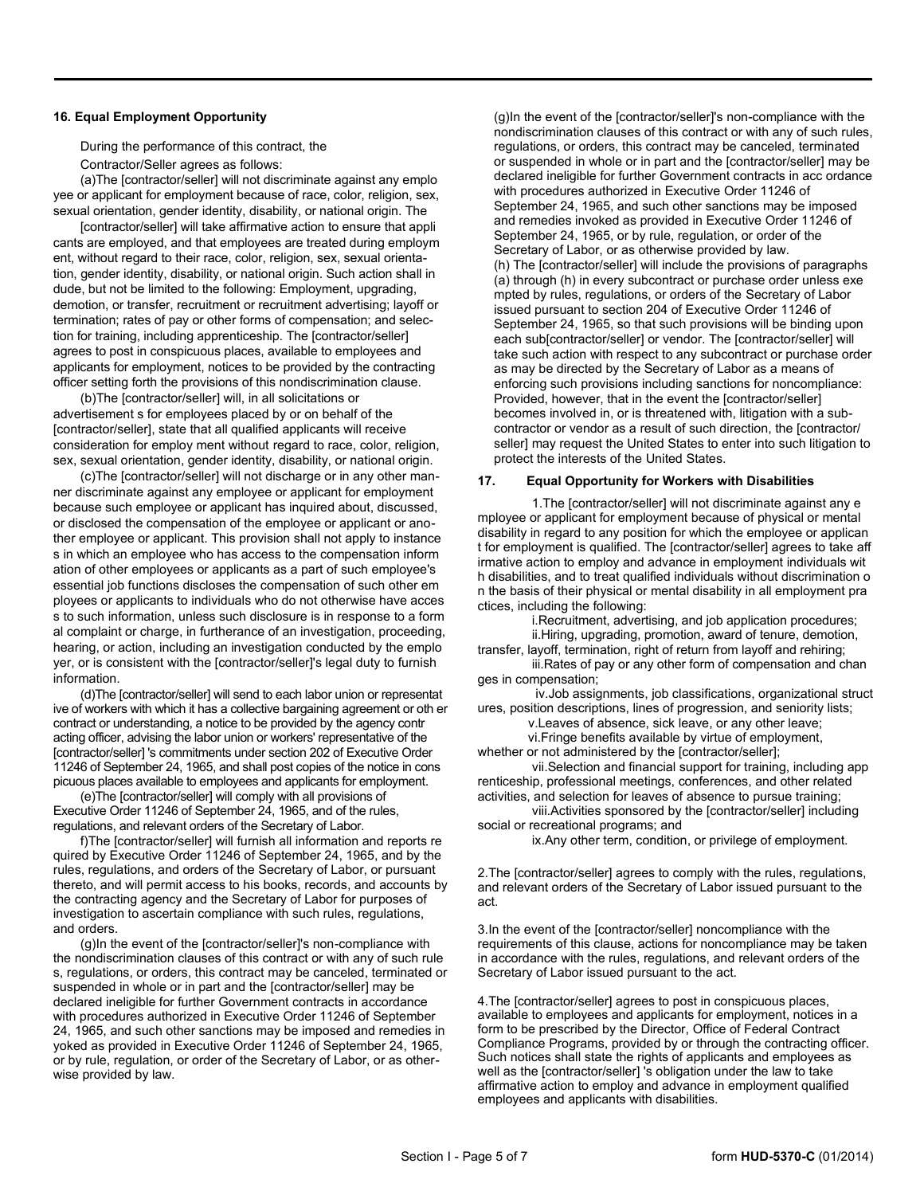## 16. Equal Employment Opportunity

During the performance of this contract, the Contractor/Seller agrees as follows:

(a)The [contractor/seller] will not discriminate against any employee or applicant for employment because of race, color, religion, sex, sexual orientation, gender identity, disability, or national origin. The [contractor/seller] will take affirmative action to ensure that applicants are employed, and that employees are treated during employment, without regard to their race, color, religion, sex, sexual orientation, gender identity, disability, or national origin. Such action shall include, but not be limited to the following: Employment, upgrading, demotion, or transfer, recruitment or recruitment advertising; layoff or termination; rates of pay or other forms of compensation; and selection for training, including apprenticeship. The [contractor/seller] agrees to post in conspicuous places, available to employees and applicants for employment, notices to be provided by the contracting officer setting forth the provisions of this nondiscrimination clause.

(b)The [contractor/seller] will, in all solicitations or advertisements for employees placed by or on behalf of the [contractor/seller], state that all qualified applicants will receive consideration for employment without regard to race, color, religion, sex, sexual orientation, gender identity, disability, or national origin.

(c)The [contractor/seller] will not discharge or in any other manner discriminate against any employee or applicant for employment because such employee or applicant has inquired about, discussed, or disclosed the compensation of the employee or applicant or another employee or applicant. This provision shall not apply to instances in which an employee who has access to the compensation information of other employees or applicants as a part of such employee's essential job functions discloses the compensation of such other employees or applicants to individuals who do not otherwise have access to such information, unless such disclosure is in response to a formal complaint or charge, in furtherance of an investigation, proceeding, hearing, or action, including an investigation conducted by the employer, or is consistent with the [contractor/seller]'s legal duty to furnish information.

(d)The [contractor/seller] will send to each labor union or representative of workers with which it has a collective bargaining agreement or other contract or understanding, a notice to be provided by the agency contracting officer, advising the labor union or workers' representative of the [contractor/seller] 's commitments under section 202 of Executive Order 11246 of September 24, 1965, and shall post copies of the notice in conspicuous places available to employees and applicants for employment.

(e)The [contractor/seller] will comply with all provisions of Executive Order 11246 of September 24, 1965, and of the rules, regulations, and relevant orders of the Secretary of Labor.

f)The [contractor/seller] will furnish all information and reports required by Executive Order 11246 of September 24, 1965, and by the rules, regulations, and orders of the Secretary of Labor, or pursuant thereto, and will permit access to his books, records, and accounts by the contracting agency and the Secretary of Labor for purposes of investigation to ascertain compliance with such rules, regulations, and orders.

(g)In the event of the [contractor/seller]'s non-compliance with the nondiscrimination clauses of this contract or with any of such rules, regulations, or orders, this contract may be canceled, terminated or suspended in whole or in part and the [contractor/seller] may be declared ineligible for further Government contracts in accordance with procedures authorized in Executive Order 11246 of September 24, 1965, and such other sanctions may be imposed and remedies invoked as provided in Executive Order 11246 of September 24, 1965, or by rule, regulation, or order of the Secretary of Labor, or as otherwise provided by law.

(g)In the event of the [contractor/seller]'s non-compliance with the nondiscrimination clauses of this contract or with any of such rules, regulations, or orders, this contract may be canceled, terminated or suspended in whole or in part and the [contractor/seller] may be declared ineligible for further Government contracts in acc ordance with procedures authorized in Executive Order 11246 of September 24, 1965, and such other sanctions may be imposed and remedies invoked as provided in Executive Order 11246 of September 24, 1965, or by rule, regulation, or order of the Secretary of Labor, or as otherwise provided by law.

(h) The [contractor/seller] will include the provisions of paragraphs (a) through (h) in every subcontract or purchase order unless exempted by rules, regulations, or orders of the Secretary of Labor issued pursuant to section 204 of Executive Order 11246 of September 24, 1965, so that such provisions will be binding upon each sub[contractor/seller] or vendor. The [contractor/seller] will take such action with respect to any subcontract or purchase order as may be directed by the Secretary of Labor as a means of enforcing such provisions including sanctions for noncompliance: Provided, however, that in the event the [contractor/seller] becomes involved in, or is threatened with, litigation with a subcontractor or vendor as a result of such direction, the [contractor/seller] may request the United States to enter into such litigation to protect the interests of the United States.

## 17. Equal Opportunity for Workers with Disabilities

1.The [contractor/seller] will not discriminate against any employee or applicant for employment because of physical or mental disability in regard to any position for which the employee or applicant for employment is qualified. The [contractor/seller] agrees to take affirmative action to employ and advance in employment individuals with disabilities, and to treat qualified individuals without discrimination on the basis of their physical or mental disability in all employment practices, including the following:

i.Recruitment, advertising, and job application procedures;

ii.Hiring, upgrading, promotion, award of tenure, demotion, transfer, layoff, termination, right of return from layoff and rehiring;

iii.Rates of pay or any other form of compensation and changes in compensation;

iv.Job assignments, job classifications, organizational structures, position descriptions, lines of progression, and seniority lists;

v.Leaves of absence, sick leave, or any other leave;

vi.Fringe benefits available by virtue of employment, whether or not administered by the [contractor/seller];

vii.Selection and financial support for training, including apprenticeship, professional meetings, conferences, and other related activities, and selection for leaves of absence to pursue training;

viii.Activities sponsored by the [contractor/seller] including social or recreational programs; and

ix.Any other term, condition, or privilege of employment.

2.The [contractor/seller] agrees to comply with the rules, regulations, and relevant orders of the Secretary of Labor issued pursuant to the act.

3.In the event of the [contractor/seller] noncompliance with the requirements of this clause, actions for noncompliance may be taken in accordance with the rules, regulations, and relevant orders of the Secretary of Labor issued pursuant to the act.

4.The [contractor/seller] agrees to post in conspicuous places, available to employees and applicants for employment, notices in a form to be prescribed by the Director, Office of Federal Contract Compliance Programs, provided by or through the contracting officer. Such notices shall state the rights of applicants and employees as well as the [contractor/seller] 's obligation under the law to take affirmative action to employ and advance in employment qualified employees and applicants with disabilities.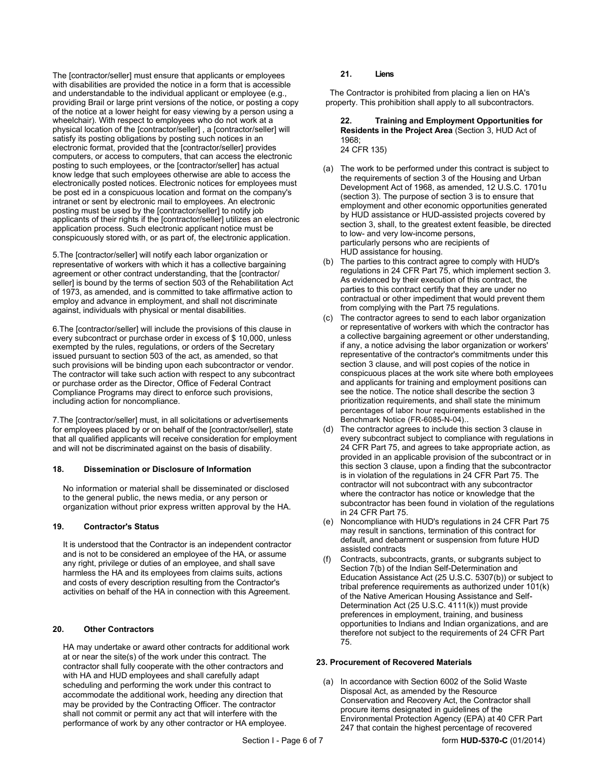The [contractor/seller] must ensure that applicants or employees with disabilities are provided the notice in a form that is accessible and understandable to the individual applicant or employee (e.g., providing Brail or large print versions of the notice, or posting a copy of the notice at a lower height for easy viewing by a person using a wheelchair). With respect to employees who do not work at a physical location of the [contractor/seller] , a [contractor/seller] will satisfy its posting obligations by posting such notices in an electronic format, provided that the [contractor/seller] provides computers, or access to computers, that can access the electronic posting to such employees, or the [contractor/seller] has actual know ledge that such employees otherwise are able to access the electronically posted notices. Electronic notices for employees must be post ed in a conspicuous location and format on the company's intranet or sent by electronic mail to employees. An electronic posting must be used by the [contractor/seller] to notify job applicants of their rights if the [contractor/seller] utilizes an electronic application process. Such electronic applicant notice must be conspicuously stored with, or as part of, the electronic application.

5.The [contractor/seller] will notify each labor organization or representative of workers with which it has a collective bargaining agreement or other contract understanding, that the [contractor/ seller] is bound by the terms of section 503 of the Rehabilitation Act of 1973, as amended, and is committed to take affirmative action to employ and advance in employment, and shall not discriminate against, individuals with physical or mental disabilities.

6.The [contractor/seller] will include the provisions of this clause in every subcontract or purchase order in excess of $ 10,000, unless exempted by the rules, regulations, or orders of the Secretary issued pursuant to section 503 of the act, as amended, so that such provisions will be binding upon each subcontractor or vendor. The contractor will take such action with respect to any subcontract or purchase order as the Director, Office of Federal Contract Compliance Programs may direct to enforce such provisions, including action for noncompliance.

7.The [contractor/seller] must, in all solicitations or advertisements for employees placed by or on behalf of the [contractor/seller], state that all qualified applicants will receive consideration for employment and will not be discriminated against on the basis of disability.

**18. Dissemination or Disclosure of Information**

No information or material shall be disseminated or disclosed to the general public, the news media, or any person or organization without prior express written approval by the HA.

**19. Contractor's Status**

It is understood that the Contractor is an independent contractor and is not to be considered an employee of the HA, or assume any right, privilege or duties of an employee, and shall save harmless the HA and its employees from claims suits, actions and costs of every description resulting from the Contractor's activities on behalf of the HA in connection with this Agreement.

**20. Other Contractors**

HA may undertake or award other contracts for additional work at or near the site(s) of the work under this contract. The contractor shall fully cooperate with the other contractors and with HA and HUD employees and shall carefully adapt scheduling and performing the work under this contract to accommodate the additional work, heeding any direction that may be provided by the Contracting Officer. The contractor shall not commit or permit any act that will interfere with the performance of work by any other contractor or HA employee.

**21. Liens**

The Contractor is prohibited from placing a lien on HA's property. This prohibition shall apply to all subcontractors.

**22. Training and Employment Opportunities for Residents in the Project Area** (Section 3, HUD Act of 1968; 24 CFR 135)

(a) The work to be performed under this contract is subject to the requirements of section 3 of the Housing and Urban Development Act of 1968, as amended, 12 U.S.C. 1701u (section 3). The purpose of section 3 is to ensure that employment and other economic opportunities generated by HUD assistance or HUD-assisted projects covered by section 3, shall, to the greatest extent feasible, be directed to low- and very low-income persons, particularly persons who are recipients of HUD assistance for housing.

(b) The parties to this contract agree to comply with HUD's regulations in 24 CFR Part 75, which implement section 3. As evidenced by their execution of this contract, the parties to this contract certify that they are under no contractual or other impediment that would prevent them from complying with the Part 75 regulations.

(c) The contractor agrees to send to each labor organization or representative of workers with which the contractor has a collective bargaining agreement or other understanding, if any, a notice advising the labor organization or workers' representative of the contractor's commitments under this section 3 clause, and will post copies of the notice in conspicuous places at the work site where both employees and applicants for training and employment positions can see the notice. The notice shall describe the section 3 prioritization requirements, and shall state the minimum percentages of labor hour requirements established in the Benchmark Notice (FR-6085-N-04)..

(d) The contractor agrees to include this section 3 clause in every subcontract subject to compliance with regulations in 24 CFR Part 75, and agrees to take appropriate action, as provided in an applicable provision of the subcontract or in this section 3 clause, upon a finding that the subcontractor is in violation of the regulations in 24 CFR Part 75. The contractor will not subcontract with any subcontractor where the contractor has notice or knowledge that the subcontractor has been found in violation of the regulations in 24 CFR Part 75.

(e) Noncompliance with HUD's regulations in 24 CFR Part 75 may result in sanctions, termination of this contract for default, and debarment or suspension from future HUD assisted contracts

(f) Contracts, subcontracts, grants, or subgrants subject to Section 7(b) of the Indian Self-Determination and Education Assistance Act (25 U.S.C. 5307(b)) or subject to tribal preference requirements as authorized under 101(k) of the Native American Housing Assistance and Self-Determination Act (25 U.S.C. 4111(k)) must provide preferences in employment, training, and business opportunities to Indians and Indian organizations, and are therefore not subject to the requirements of 24 CFR Part 75.

**23. Procurement of Recovered Materials**

(a) In accordance with Section 6002 of the Solid Waste Disposal Act, as amended by the Resource Conservation and Recovery Act, the Contractor shall procure items designated in guidelines of the Environmental Protection Agency (EPA) at 40 CFR Part 247 that contain the highest percentage of recovered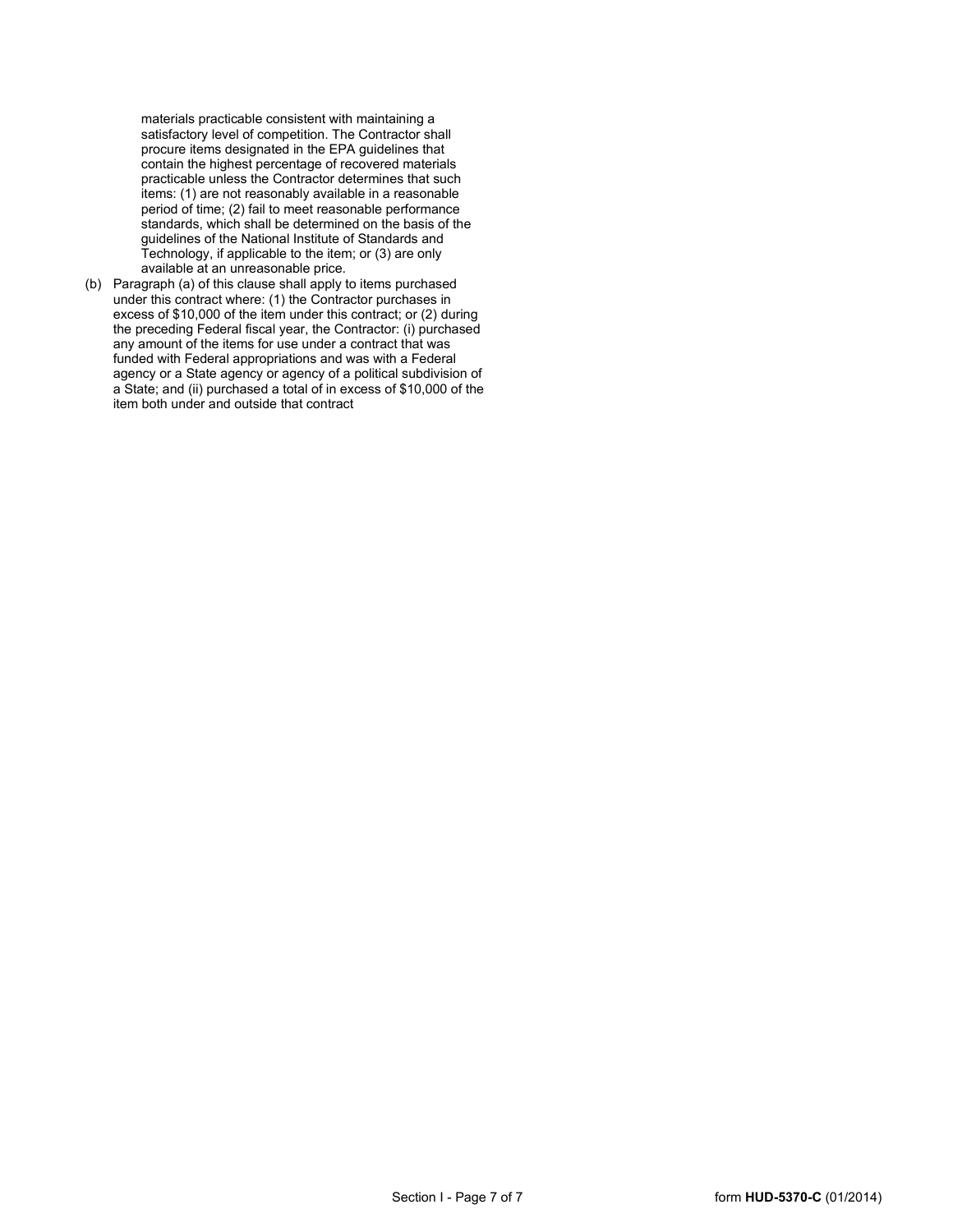materials practicable consistent with maintaining a satisfactory level of competition. The Contractor shall procure items designated in the EPA guidelines that contain the highest percentage of recovered materials practicable unless the Contractor determines that such items: (1) are not reasonably available in a reasonable period of time; (2) fail to meet reasonable performance standards, which shall be determined on the basis of the guidelines of the National Institute of Standards and Technology, if applicable to the item; or (3) are only available at an unreasonable price.

(b) Paragraph (a) of this clause shall apply to items purchased under this contract where: (1) the Contractor purchases in excess of $10,000 of the item under this contract; or (2) during the preceding Federal fiscal year, the Contractor: (i) purchased any amount of the items for use under a contract that was funded with Federal appropriations and was with a Federal agency or a State agency or agency of a political subdivision of a State; and (ii) purchased a total of in excess of $10,000 of the item both under and outside that contract